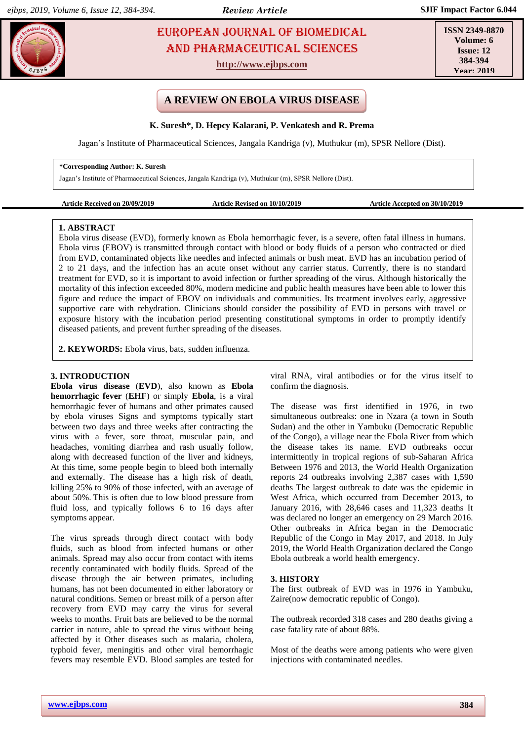# EUROPEAN JOURNAL OF BIOMEDICAL AND PHARMACEUTICAL SCIENCES

http://www.ejbps.com

ISSN 2349-8870
Volume: 6
Issue: 12
384-394
Year: 2019

## A REVIEW ON EBOLA VIRUS DISEASE

**K. Suresh*, D. Hepcy Kalarani, P. Venkatesh and R. Prema**

Jagan's Institute of Pharmaceutical Sciences, Jangala Kandriga (v), Muthukur (m), SPSR Nellore (Dist).

**\*Corresponding Author: K. Suresh**
Jagan's Institute of Pharmaceutical Sciences, Jangala Kandriga (v), Muthukur (m), SPSR Nellore (Dist).

**Article Received on 20/09/2019** **Article Revised on 10/10/2019** **Article Accepted on 30/10/2019**

### 1. ABSTRACT

Ebola virus disease (EVD), formerly known as Ebola hemorrhagic fever, is a severe, often fatal illness in humans. Ebola virus (EBOV) is transmitted through contact with blood or body fluids of a person who contracted or died from EVD, contaminated objects like needles and infected animals or bush meat. EVD has an incubation period of 2 to 21 days, and the infection has an acute onset without any carrier status. Currently, there is no standard treatment for EVD, so it is important to avoid infection or further spreading of the virus. Although historically the mortality of this infection exceeded 80%, modern medicine and public health measures have been able to lower this figure and reduce the impact of EBOV on individuals and communities. Its treatment involves early, aggressive supportive care with rehydration. Clinicians should consider the possibility of EVD in persons with travel or exposure history with the incubation period presenting constitutional symptoms in order to promptly identify diseased patients, and prevent further spreading of the diseases.

**2. KEYWORDS:** Ebola virus, bats, sudden influenza.

### 3. INTRODUCTION

**Ebola virus disease** (**EVD**), also known as **Ebola hemorrhagic fever** (**EHF**) or simply **Ebola**, is a viral hemorrhagic fever of humans and other primates caused by ebola viruses Signs and symptoms typically start between two days and three weeks after contracting the virus with a fever, sore throat, muscular pain, and headaches, vomiting diarrhea and rash usually follow, along with decreased function of the liver and kidneys, At this time, some people begin to bleed both internally and externally. The disease has a high risk of death, killing 25% to 90% of those infected, with an average of about 50%. This is often due to low blood pressure from fluid loss, and typically follows 6 to 16 days after symptoms appear.

The virus spreads through direct contact with body fluids, such as blood from infected humans or other animals. Spread may also occur from contact with items recently contaminated with bodily fluids. Spread of the disease through the air between primates, including humans, has not been documented in either laboratory or natural conditions. Semen or breast milk of a person after recovery from EVD may carry the virus for several weeks to months. Fruit bats are believed to be the normal carrier in nature, able to spread the virus without being affected by it Other diseases such as malaria, cholera, typhoid fever, meningitis and other viral hemorrhagic fevers may resemble EVD. Blood samples are tested for viral RNA, viral antibodies or for the virus itself to confirm the diagnosis.

The disease was first identified in 1976, in two simultaneous outbreaks: one in Nzara (a town in South Sudan) and the other in Yambuku (Democratic Republic of the Congo), a village near the Ebola River from which the disease takes its name. EVD outbreaks occur intermittently in tropical regions of sub-Saharan Africa Between 1976 and 2013, the World Health Organization reports 24 outbreaks involving 2,387 cases with 1,590 deaths The largest outbreak to date was the epidemic in West Africa, which occurred from December 2013, to January 2016, with 28,646 cases and 11,323 deaths It was declared no longer an emergency on 29 March 2016. Other outbreaks in Africa began in the Democratic Republic of the Congo in May 2017, and 2018. In July 2019, the World Health Organization declared the Congo Ebola outbreak a world health emergency.

### 3. HISTORY

The first outbreak of EVD was in 1976 in Yambuku, Zaire(now democratic republic of Congo).

The outbreak recorded 318 cases and 280 deaths giving a case fatality rate of about 88%.

Most of the deaths were among patients who were given injections with contaminated needles.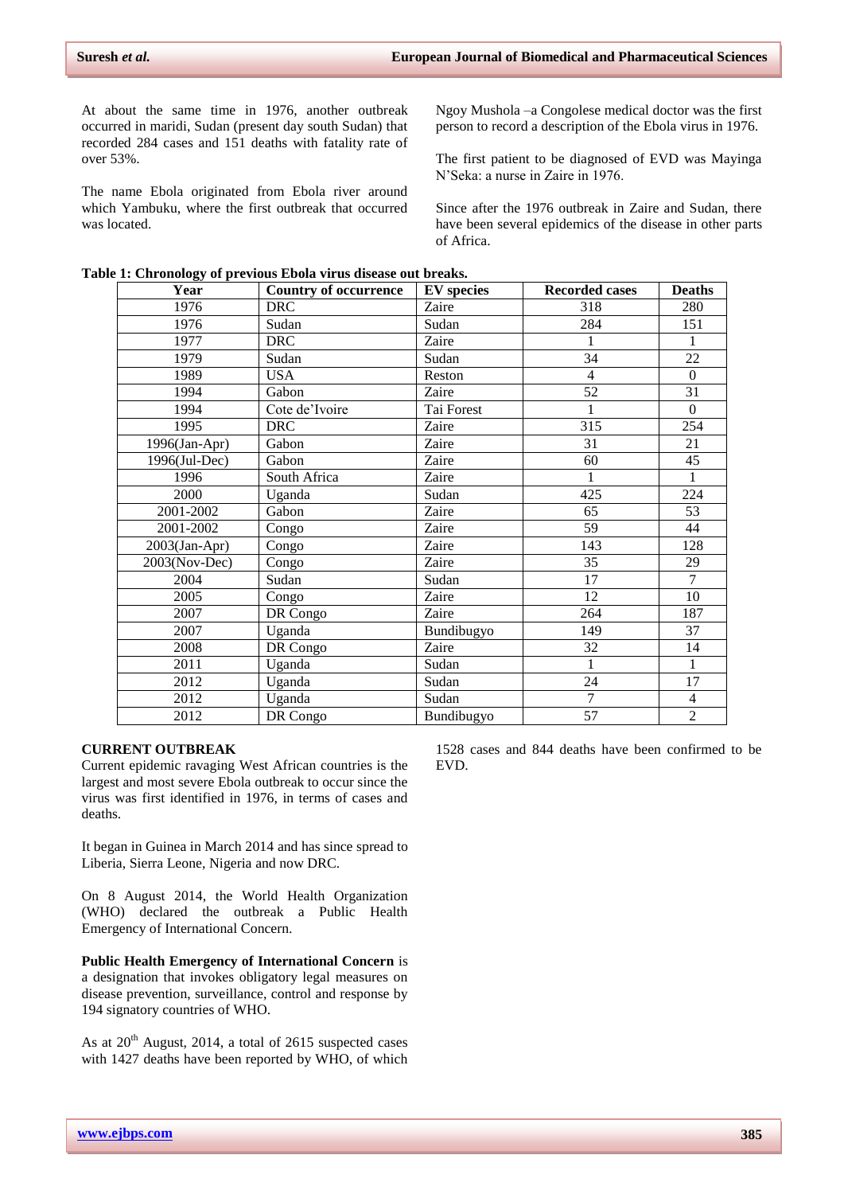At about the same time in 1976, another outbreak occurred in maridi, Sudan (present day south Sudan) that recorded 284 cases and 151 deaths with fatality rate of over 53%.

The name Ebola originated from Ebola river around which Yambuku, where the first outbreak that occurred was located.

Ngoy Mushola –a Congolese medical doctor was the first person to record a description of the Ebola virus in 1976.

The first patient to be diagnosed of EVD was Mayinga N'Seka: a nurse in Zaire in 1976.

Since after the 1976 outbreak in Zaire and Sudan, there have been several epidemics of the disease in other parts of Africa.

**Table 1: Chronology of previous Ebola virus disease out breaks.**

| Year | Country of occurrence | EV species | Recorded cases | Deaths |
|---|---|---|---|---|
| 1976 | DRC | Zaire | 318 | 280 |
| 1976 | Sudan | Sudan | 284 | 151 |
| 1977 | DRC | Zaire | 1 | 1 |
| 1979 | Sudan | Sudan | 34 | 22 |
| 1989 | USA | Reston | 4 | 0 |
| 1994 | Gabon | Zaire | 52 | 31 |
| 1994 | Cote de'Ivoire | Tai Forest | 1 | 0 |
| 1995 | DRC | Zaire | 315 | 254 |
| 1996(Jan-Apr) | Gabon | Zaire | 31 | 21 |
| 1996(Jul-Dec) | Gabon | Zaire | 60 | 45 |
| 1996 | South Africa | Zaire | 1 | 1 |
| 2000 | Uganda | Sudan | 425 | 224 |
| 2001-2002 | Gabon | Zaire | 65 | 53 |
| 2001-2002 | Congo | Zaire | 59 | 44 |
| 2003(Jan-Apr) | Congo | Zaire | 143 | 128 |
| 2003(Nov-Dec) | Congo | Zaire | 35 | 29 |
| 2004 | Sudan | Sudan | 17 | 7 |
| 2005 | Congo | Zaire | 12 | 10 |
| 2007 | DR Congo | Zaire | 264 | 187 |
| 2007 | Uganda | Bundibugyo | 149 | 37 |
| 2008 | DR Congo | Zaire | 32 | 14 |
| 2011 | Uganda | Sudan | 1 | 1 |
| 2012 | Uganda | Sudan | 24 | 17 |
| 2012 | Uganda | Sudan | 7 | 4 |
| 2012 | DR Congo | Bundibugyo | 57 | 2 |

**CURRENT OUTBREAK**

Current epidemic ravaging West African countries is the largest and most severe Ebola outbreak to occur since the virus was first identified in 1976, in terms of cases and deaths.

It began in Guinea in March 2014 and has since spread to Liberia, Sierra Leone, Nigeria and now DRC.

On 8 August 2014, the World Health Organization (WHO) declared the outbreak a Public Health Emergency of International Concern.

**Public Health Emergency of International Concern** is a designation that invokes obligatory legal measures on disease prevention, surveillance, control and response by 194 signatory countries of WHO.

As at 20th August, 2014, a total of 2615 suspected cases with 1427 deaths have been reported by WHO, of which 1528 cases and 844 deaths have been confirmed to be EVD.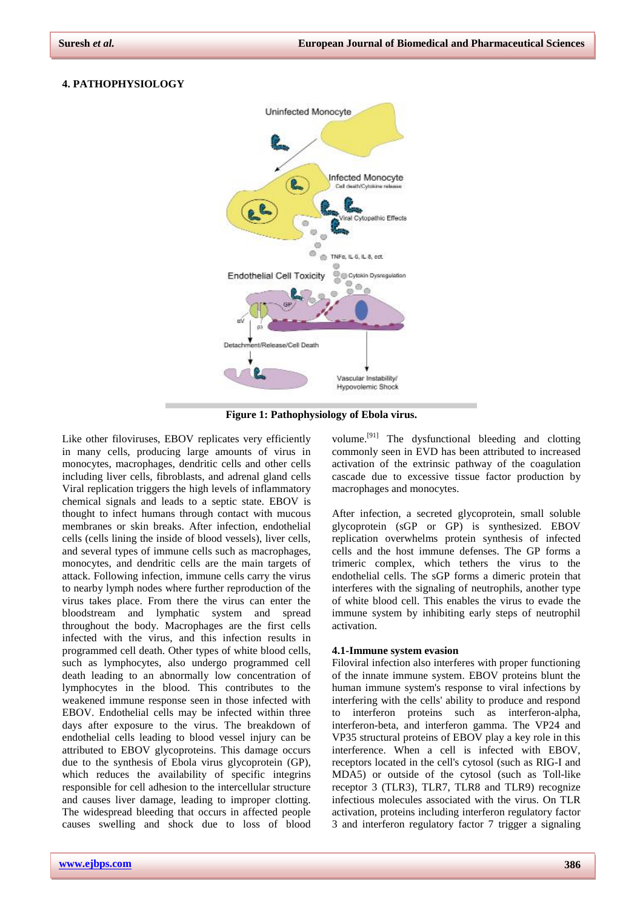## 4. PATHOPHYSIOLOGY

Figure 1: Pathophysiology of Ebola virus.

Like other filoviruses, EBOV replicates very efficiently in many cells, producing large amounts of virus in monocytes, macrophages, dendritic cells and other cells including liver cells, fibroblasts, and adrenal gland cells Viral replication triggers the high levels of inflammatory chemical signals and leads to a septic state. EBOV is thought to infect humans through contact with mucous membranes or skin breaks. After infection, endothelial cells (cells lining the inside of blood vessels), liver cells, and several types of immune cells such as macrophages, monocytes, and dendritic cells are the main targets of attack. Following infection, immune cells carry the virus to nearby lymph nodes where further reproduction of the virus takes place. From there the virus can enter the bloodstream and lymphatic system and spread throughout the body. Macrophages are the first cells infected with the virus, and this infection results in programmed cell death. Other types of white blood cells, such as lymphocytes, also undergo programmed cell death leading to an abnormally low concentration of lymphocytes in the blood. This contributes to the weakened immune response seen in those infected with EBOV. Endothelial cells may be infected within three days after exposure to the virus. The breakdown of endothelial cells leading to blood vessel injury can be attributed to EBOV glycoproteins. This damage occurs due to the synthesis of Ebola virus glycoprotein (GP), which reduces the availability of specific integrins responsible for cell adhesion to the intercellular structure and causes liver damage, leading to improper clotting. The widespread bleeding that occurs in affected people causes swelling and shock due to loss of blood volume.[91] The dysfunctional bleeding and clotting commonly seen in EVD has been attributed to increased activation of the extrinsic pathway of the coagulation cascade due to excessive tissue factor production by macrophages and monocytes.

After infection, a secreted glycoprotein, small soluble glycoprotein (sGP or GP) is synthesized. EBOV replication overwhelms protein synthesis of infected cells and the host immune defenses. The GP forms a trimeric complex, which tethers the virus to the endothelial cells. The sGP forms a dimeric protein that interferes with the signaling of neutrophils, another type of white blood cell. This enables the virus to evade the immune system by inhibiting early steps of neutrophil activation.

### 4.1-Immune system evasion

Filoviral infection also interferes with proper functioning of the innate immune system. EBOV proteins blunt the human immune system's response to viral infections by interfering with the cells' ability to produce and respond to interferon proteins such as interferon-alpha, interferon-beta, and interferon gamma. The VP24 and VP35 structural proteins of EBOV play a key role in this interference. When a cell is infected with EBOV, receptors located in the cell's cytosol (such as RIG-I and MDA5) or outside of the cytosol (such as Toll-like receptor 3 (TLR3), TLR7, TLR8 and TLR9) recognize infectious molecules associated with the virus. On TLR activation, proteins including interferon regulatory factor 3 and interferon regulatory factor 7 trigger a signaling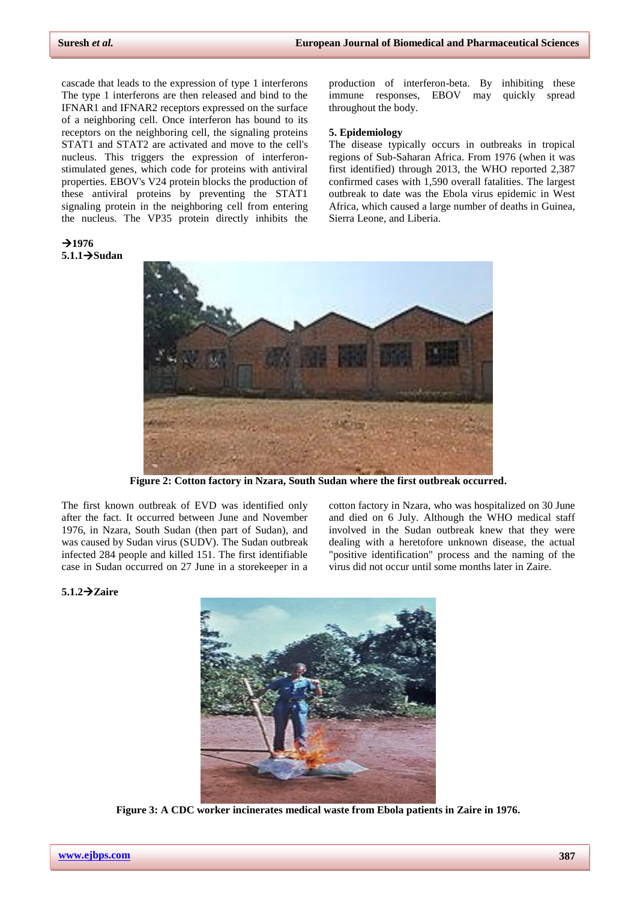cascade that leads to the expression of type 1 interferons The type 1 interferons are then released and bind to the IFNAR1 and IFNAR2 receptors expressed on the surface of a neighboring cell. Once interferon has bound to its receptors on the neighboring cell, the signaling proteins STAT1 and STAT2 are activated and move to the cell's nucleus. This triggers the expression of interferon-stimulated genes, which code for proteins with antiviral properties. EBOV's V24 protein blocks the production of these antiviral proteins by preventing the STAT1 signaling protein in the neighboring cell from entering the nucleus. The VP35 protein directly inhibits the production of interferon-beta. By inhibiting these immune responses, EBOV may quickly spread throughout the body.

## 5. Epidemiology

The disease typically occurs in outbreaks in tropical regions of Sub-Saharan Africa. From 1976 (when it was first identified) through 2013, the WHO reported 2,387 confirmed cases with 1,590 overall fatalities. The largest outbreak to date was the Ebola virus epidemic in West Africa, which caused a large number of deaths in Guinea, Sierra Leone, and Liberia.

**→1976**

### 5.1.1→Sudan

**Figure 2: Cotton factory in Nzara, South Sudan where the first outbreak occurred.**

The first known outbreak of EVD was identified only after the fact. It occurred between June and November 1976, in Nzara, South Sudan (then part of Sudan), and was caused by Sudan virus (SUDV). The Sudan outbreak infected 284 people and killed 151. The first identifiable case in Sudan occurred on 27 June in a storekeeper in a cotton factory in Nzara, who was hospitalized on 30 June and died on 6 July. Although the WHO medical staff involved in the Sudan outbreak knew that they were dealing with a heretofore unknown disease, the actual "positive identification" process and the naming of the virus did not occur until some months later in Zaire.

### 5.1.2→Zaire

**Figure 3: A CDC worker incinerates medical waste from Ebola patients in Zaire in 1976.**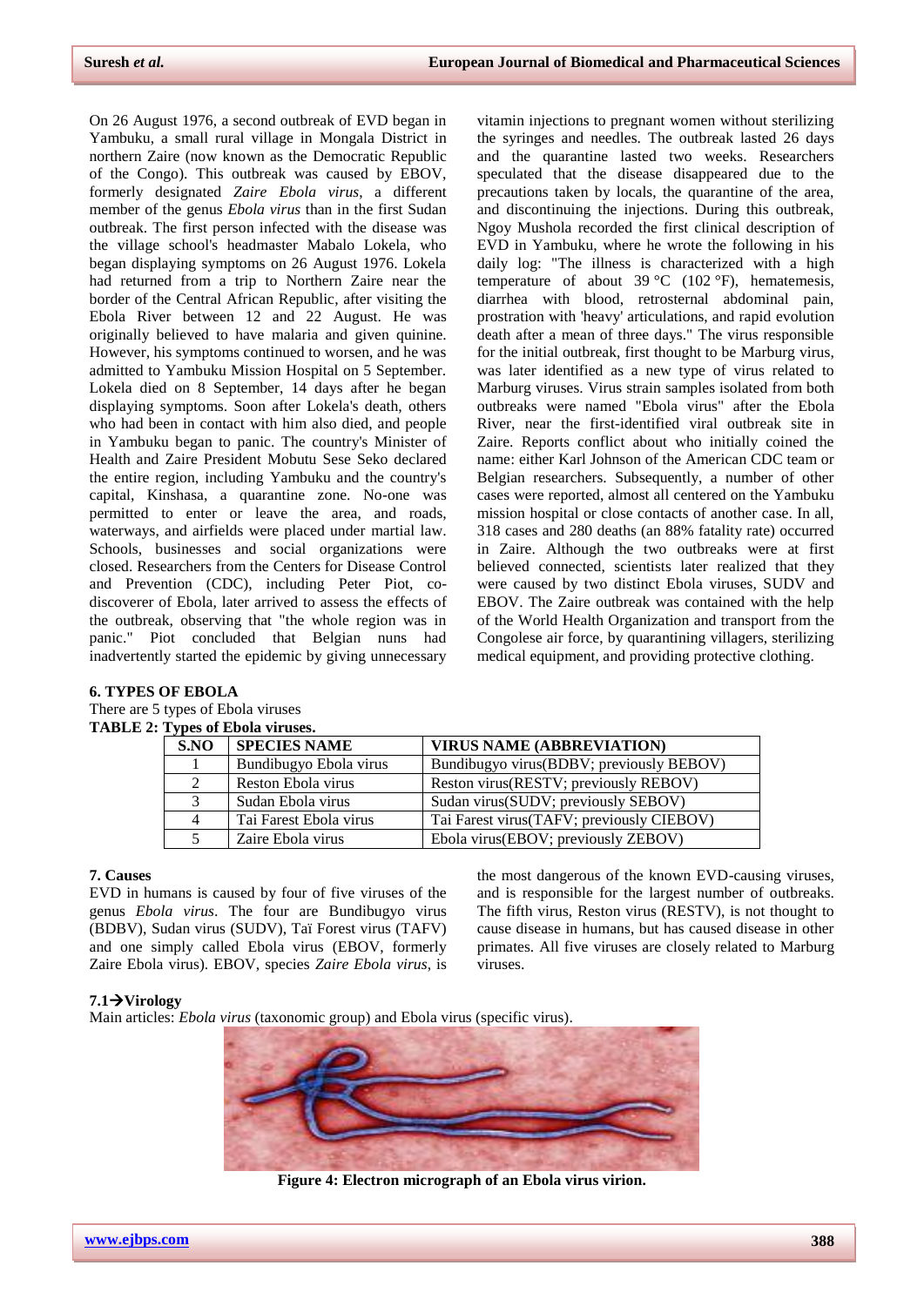On 26 August 1976, a second outbreak of EVD began in Yambuku, a small rural village in Mongala District in northern Zaire (now known as the Democratic Republic of the Congo). This outbreak was caused by EBOV, formerly designated *Zaire Ebola virus,* a different member of the genus *Ebola virus* than in the first Sudan outbreak. The first person infected with the disease was the village school's headmaster Mabalo Lokela, who began displaying symptoms on 26 August 1976. Lokela had returned from a trip to Northern Zaire near the border of the Central African Republic, after visiting the Ebola River between 12 and 22 August. He was originally believed to have malaria and given quinine. However, his symptoms continued to worsen, and he was admitted to Yambuku Mission Hospital on 5 September. Lokela died on 8 September, 14 days after he began displaying symptoms. Soon after Lokela's death, others who had been in contact with him also died, and people in Yambuku began to panic. The country's Minister of Health and Zaire President Mobutu Sese Seko declared the entire region, including Yambuku and the country's capital, Kinshasa, a quarantine zone. No-one was permitted to enter or leave the area, and roads, waterways, and airfields were placed under martial law. Schools, businesses and social organizations were closed. Researchers from the Centers for Disease Control and Prevention (CDC), including Peter Piot, co-discoverer of Ebola, later arrived to assess the effects of the outbreak, observing that "the whole region was in panic." Piot concluded that Belgian nuns had inadvertently started the epidemic by giving unnecessary vitamin injections to pregnant women without sterilizing the syringes and needles. The outbreak lasted 26 days and the quarantine lasted two weeks. Researchers speculated that the disease disappeared due to the precautions taken by locals, the quarantine of the area, and discontinuing the injections. During this outbreak, Ngoy Mushola recorded the first clinical description of EVD in Yambuku, where he wrote the following in his daily log: "The illness is characterized with a high temperature of about 39 °C (102 °F), hematemesis, diarrhea with blood, retrosternal abdominal pain, prostration with 'heavy' articulations, and rapid evolution death after a mean of three days." The virus responsible for the initial outbreak, first thought to be Marburg virus, was later identified as a new type of virus related to Marburg viruses. Virus strain samples isolated from both outbreaks were named "Ebola virus" after the Ebola River, near the first-identified viral outbreak site in Zaire. Reports conflict about who initially coined the name: either Karl Johnson of the American CDC team or Belgian researchers. Subsequently, a number of other cases were reported, almost all centered on the Yambuku mission hospital or close contacts of another case. In all, 318 cases and 280 deaths (an 88% fatality rate) occurred in Zaire. Although the two outbreaks were at first believed connected, scientists later realized that they were caused by two distinct Ebola viruses, SUDV and EBOV. The Zaire outbreak was contained with the help of the World Health Organization and transport from the Congolese air force, by quarantining villagers, sterilizing medical equipment, and providing protective clothing.

## 6. TYPES OF EBOLA

There are 5 types of Ebola viruses

**TABLE 2: Types of Ebola viruses.**

| S.NO | SPECIES NAME | VIRUS NAME (ABBREVIATION) |
|---|---|---|
| 1 | Bundibugyo Ebola virus | Bundibugyo virus(BDBV; previously BEBOV) |
| 2 | Reston Ebola virus | Reston virus(RESTV; previously REBOV) |
| 3 | Sudan Ebola virus | Sudan virus(SUDV; previously SEBOV) |
| 4 | Tai Farest Ebola virus | Tai Farest virus(TAFV; previously CIEBOV) |
| 5 | Zaire Ebola virus | Ebola virus(EBOV; previously ZEBOV) |

## 7. Causes

EVD in humans is caused by four of five viruses of the genus *Ebola virus*. The four are Bundibugyo virus (BDBV), Sudan virus (SUDV), Taï Forest virus (TAFV) and one simply called Ebola virus (EBOV, formerly Zaire Ebola virus). EBOV, species *Zaire Ebola virus*, is the most dangerous of the known EVD-causing viruses, and is responsible for the largest number of outbreaks. The fifth virus, Reston virus (RESTV), is not thought to cause disease in humans, but has caused disease in other primates. All five viruses are closely related to Marburg viruses.

### 7.1→Virology

Main articles: *Ebola virus* (taxonomic group) and Ebola virus (specific virus).

**Figure 4: Electron micrograph of an Ebola virus virion.**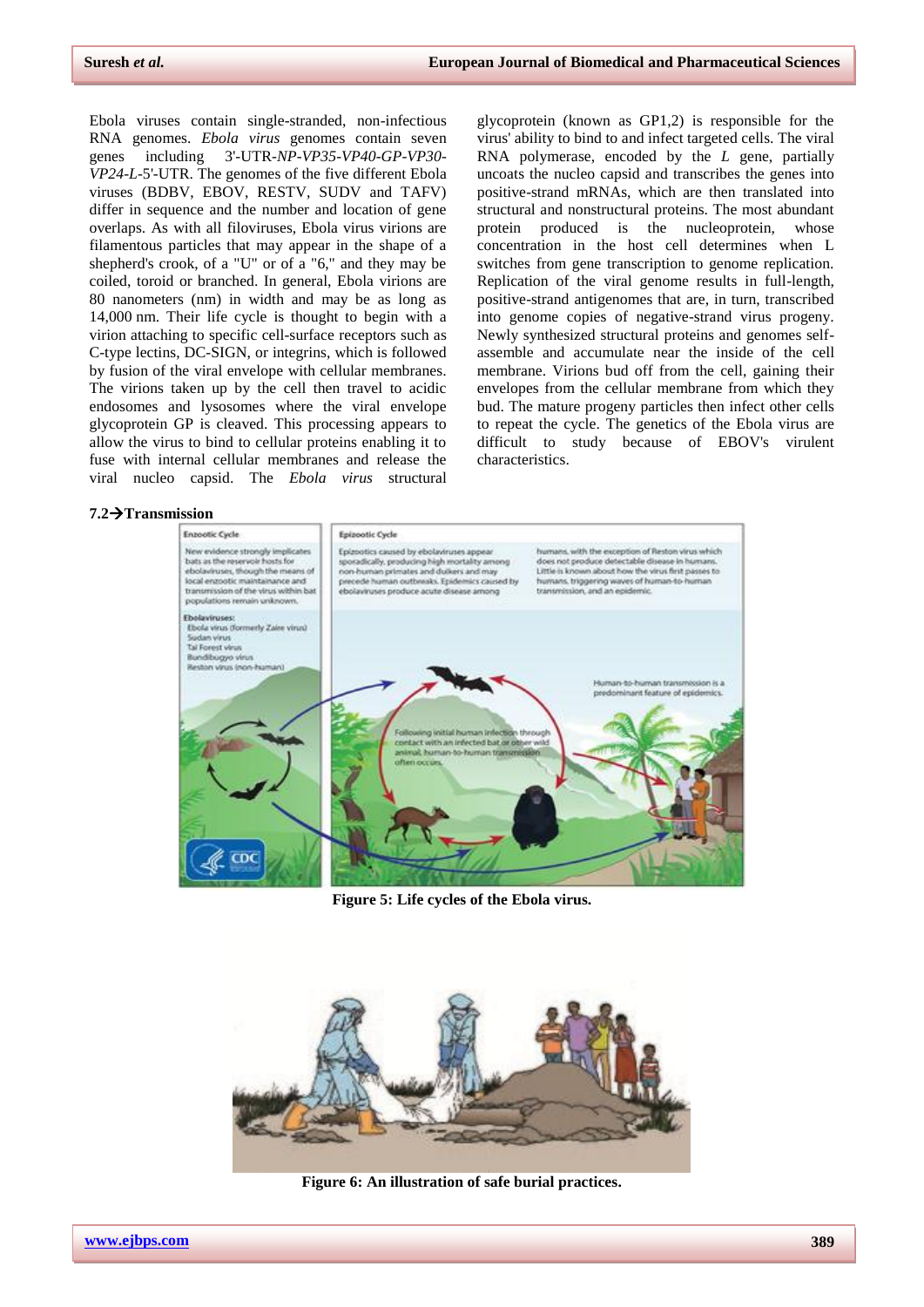Ebola viruses contain single-stranded, non-infectious RNA genomes. *Ebola virus* genomes contain seven genes including 3'-UTR-*NP-VP35-VP40-GP-VP30-VP24-L*-5'-UTR. The genomes of the five different Ebola viruses (BDBV, EBOV, RESTV, SUDV and TAFV) differ in sequence and the number and location of gene overlaps. As with all filoviruses, Ebola virus virions are filamentous particles that may appear in the shape of a shepherd's crook, of a "U" or of a "6," and they may be coiled, toroid or branched. In general, Ebola virions are 80 nanometers (nm) in width and may be as long as 14,000 nm. Their life cycle is thought to begin with a virion attaching to specific cell-surface receptors such as C-type lectins, DC-SIGN, or integrins, which is followed by fusion of the viral envelope with cellular membranes. The virions taken up by the cell then travel to acidic endosomes and lysosomes where the viral envelope glycoprotein GP is cleaved. This processing appears to allow the virus to bind to cellular proteins enabling it to fuse with internal cellular membranes and release the viral nucleo capsid. The *Ebola virus* structural glycoprotein (known as GP1,2) is responsible for the virus' ability to bind to and infect targeted cells. The viral RNA polymerase, encoded by the *L* gene, partially uncoats the nucleo capsid and transcribes the genes into positive-strand mRNAs, which are then translated into structural and nonstructural proteins. The most abundant protein produced is the nucleoprotein, whose concentration in the host cell determines when L switches from gene transcription to genome replication. Replication of the viral genome results in full-length, positive-strand antigenomes that are, in turn, transcribed into genome copies of negative-strand virus progeny. Newly synthesized structural proteins and genomes self-assemble and accumulate near the inside of the cell membrane. Virions bud off from the cell, gaining their envelopes from the cellular membrane from which they bud. The mature progeny particles then infect other cells to repeat the cycle. The genetics of the Ebola virus are difficult to study because of EBOV's virulent characteristics.

**7.2→Transmission**

**Figure 5: Life cycles of the Ebola virus.**

**Figure 6: An illustration of safe burial practices.**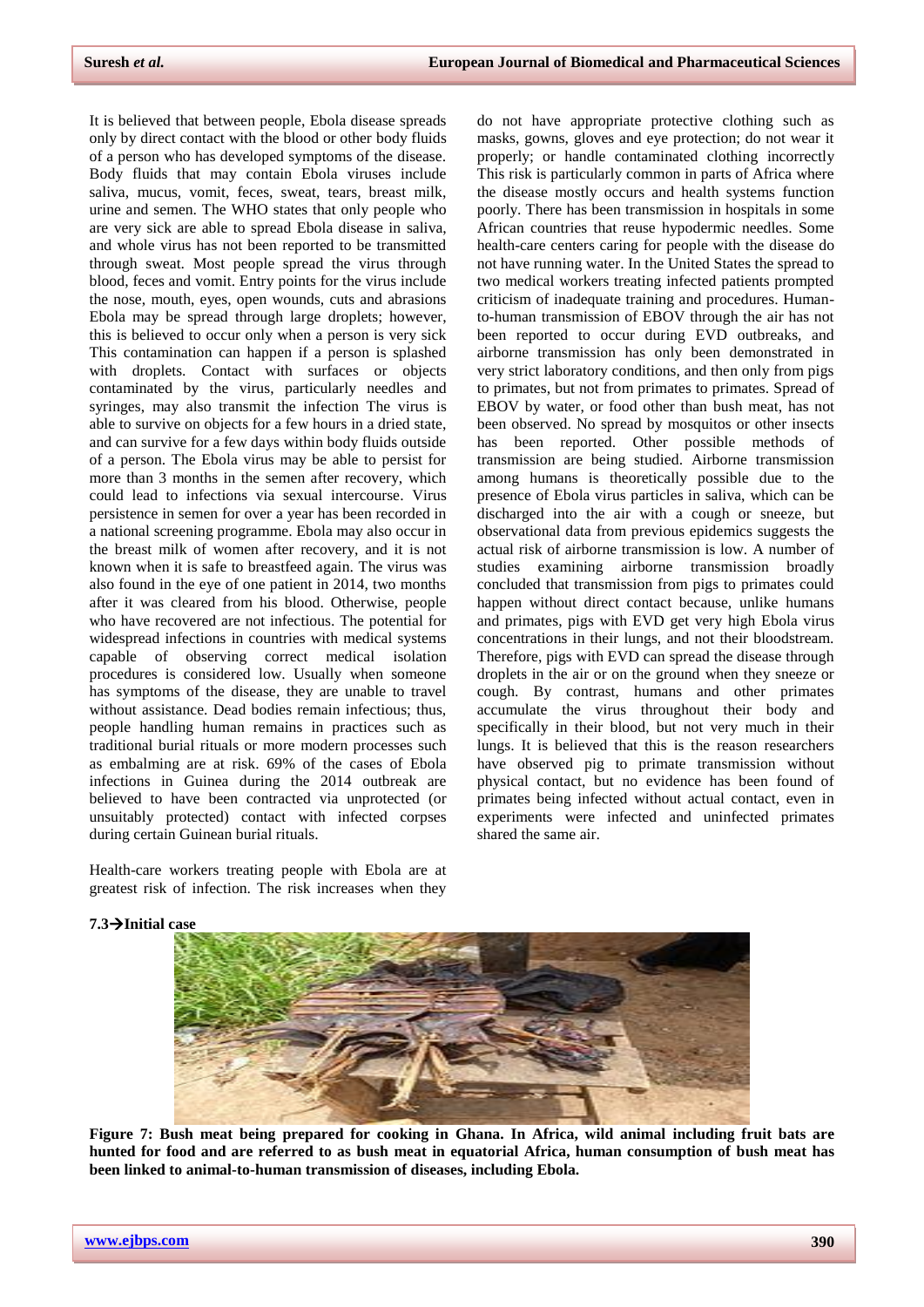It is believed that between people, Ebola disease spreads only by direct contact with the blood or other body fluids of a person who has developed symptoms of the disease. Body fluids that may contain Ebola viruses include saliva, mucus, vomit, feces, sweat, tears, breast milk, urine and semen. The WHO states that only people who are very sick are able to spread Ebola disease in saliva, and whole virus has not been reported to be transmitted through sweat. Most people spread the virus through blood, feces and vomit. Entry points for the virus include the nose, mouth, eyes, open wounds, cuts and abrasions Ebola may be spread through large droplets; however, this is believed to occur only when a person is very sick This contamination can happen if a person is splashed with droplets. Contact with surfaces or objects contaminated by the virus, particularly needles and syringes, may also transmit the infection The virus is able to survive on objects for a few hours in a dried state, and can survive for a few days within body fluids outside of a person. The Ebola virus may be able to persist for more than 3 months in the semen after recovery, which could lead to infections via sexual intercourse. Virus persistence in semen for over a year has been recorded in a national screening programme. Ebola may also occur in the breast milk of women after recovery, and it is not known when it is safe to breastfeed again. The virus was also found in the eye of one patient in 2014, two months after it was cleared from his blood. Otherwise, people who have recovered are not infectious. The potential for widespread infections in countries with medical systems capable of observing correct medical isolation procedures is considered low. Usually when someone has symptoms of the disease, they are unable to travel without assistance. Dead bodies remain infectious; thus, people handling human remains in practices such as traditional burial rituals or more modern processes such as embalming are at risk. 69% of the cases of Ebola infections in Guinea during the 2014 outbreak are believed to have been contracted via unprotected (or unsuitably protected) contact with infected corpses during certain Guinean burial rituals.

Health-care workers treating people with Ebola are at greatest risk of infection. The risk increases when they do not have appropriate protective clothing such as masks, gowns, gloves and eye protection; do not wear it properly; or handle contaminated clothing incorrectly This risk is particularly common in parts of Africa where the disease mostly occurs and health systems function poorly. There has been transmission in hospitals in some African countries that reuse hypodermic needles. Some health-care centers caring for people with the disease do not have running water. In the United States the spread to two medical workers treating infected patients prompted criticism of inadequate training and procedures. Human-to-human transmission of EBOV through the air has not been reported to occur during EVD outbreaks, and airborne transmission has only been demonstrated in very strict laboratory conditions, and then only from pigs to primates, but not from primates to primates. Spread of EBOV by water, or food other than bush meat, has not been observed. No spread by mosquitos or other insects has been reported. Other possible methods of transmission are being studied. Airborne transmission among humans is theoretically possible due to the presence of Ebola virus particles in saliva, which can be discharged into the air with a cough or sneeze, but observational data from previous epidemics suggests the actual risk of airborne transmission is low. A number of studies examining airborne transmission broadly concluded that transmission from pigs to primates could happen without direct contact because, unlike humans and primates, pigs with EVD get very high Ebola virus concentrations in their lungs, and not their bloodstream. Therefore, pigs with EVD can spread the disease through droplets in the air or on the ground when they sneeze or cough. By contrast, humans and other primates accumulate the virus throughout their body and specifically in their blood, but not very much in their lungs. It is believed that this is the reason researchers have observed pig to primate transmission without physical contact, but no evidence has been found of primates being infected without actual contact, even in experiments were infected and uninfected primates shared the same air.

### 7.3→Initial case

**Figure 7: Bush meat being prepared for cooking in Ghana. In Africa, wild animal including fruit bats are hunted for food and are referred to as bush meat in equatorial Africa, human consumption of bush meat has been linked to animal-to-human transmission of diseases, including Ebola.**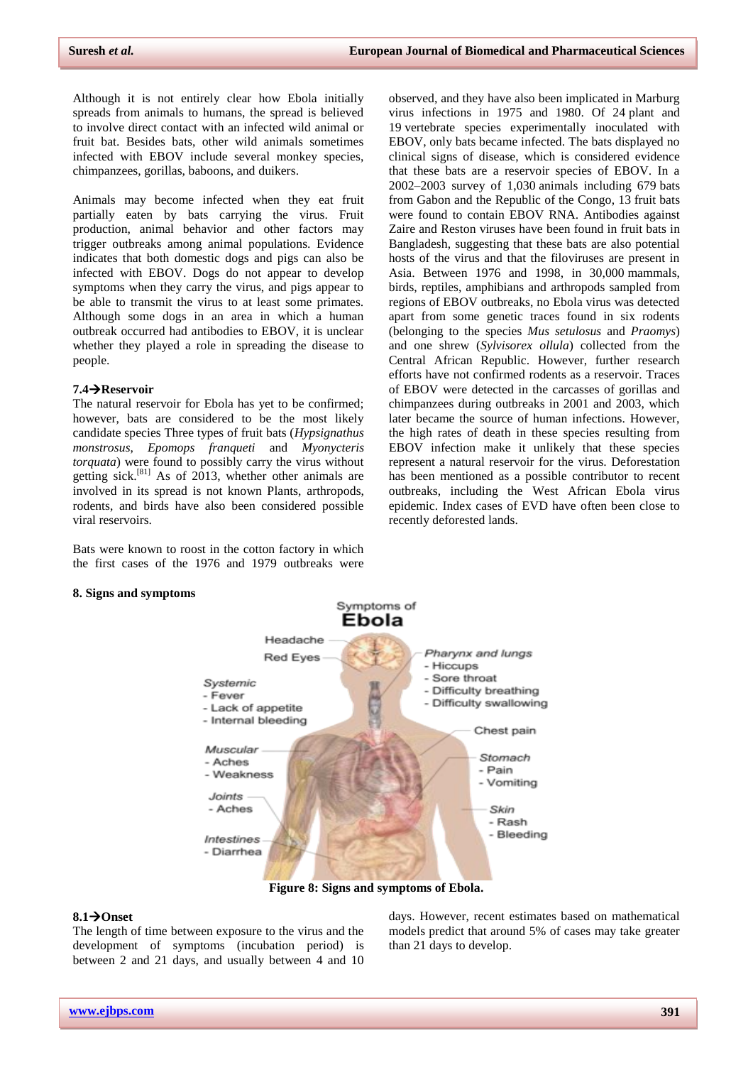Although it is not entirely clear how Ebola initially spreads from animals to humans, the spread is believed to involve direct contact with an infected wild animal or fruit bat. Besides bats, other wild animals sometimes infected with EBOV include several monkey species, chimpanzees, gorillas, baboons, and duikers.

Animals may become infected when they eat fruit partially eaten by bats carrying the virus. Fruit production, animal behavior and other factors may trigger outbreaks among animal populations. Evidence indicates that both domestic dogs and pigs can also be infected with EBOV. Dogs do not appear to develop symptoms when they carry the virus, and pigs appear to be able to transmit the virus to at least some primates. Although some dogs in an area in which a human outbreak occurred had antibodies to EBOV, it is unclear whether they played a role in spreading the disease to people.

### 7.4→Reservoir

The natural reservoir for Ebola has yet to be confirmed; however, bats are considered to be the most likely candidate species Three types of fruit bats (*Hypsignathus monstrosus*, *Epomops franqueti* and *Myonycteris torquata*) were found to possibly carry the virus without getting sick.[81] As of 2013, whether other animals are involved in its spread is not known Plants, arthropods, rodents, and birds have also been considered possible viral reservoirs.

Bats were known to roost in the cotton factory in which the first cases of the 1976 and 1979 outbreaks were observed, and they have also been implicated in Marburg virus infections in 1975 and 1980. Of 24 plant and 19 vertebrate species experimentally inoculated with EBOV, only bats became infected. The bats displayed no clinical signs of disease, which is considered evidence that these bats are a reservoir species of EBOV. In a 2002–2003 survey of 1,030 animals including 679 bats from Gabon and the Republic of the Congo, 13 fruit bats were found to contain EBOV RNA. Antibodies against Zaire and Reston viruses have been found in fruit bats in Bangladesh, suggesting that these bats are also potential hosts of the virus and that the filoviruses are present in Asia. Between 1976 and 1998, in 30,000 mammals, birds, reptiles, amphibians and arthropods sampled from regions of EBOV outbreaks, no Ebola virus was detected apart from some genetic traces found in six rodents (belonging to the species *Mus setulosus* and *Praomys*) and one shrew (*Sylvisorex ollula*) collected from the Central African Republic. However, further research efforts have not confirmed rodents as a reservoir. Traces of EBOV were detected in the carcasses of gorillas and chimpanzees during outbreaks in 2001 and 2003, which later became the source of human infections. However, the high rates of death in these species resulting from EBOV infection make it unlikely that these species represent a natural reservoir for the virus. Deforestation has been mentioned as a possible contributor to recent outbreaks, including the West African Ebola virus epidemic. Index cases of EVD have often been close to recently deforested lands.

## 8. Signs and symptoms

Symptoms of **Ebola**

Headache; Red Eyes; Systemic - Fever - Lack of appetite - Internal bleeding; Muscular - Aches - Weakness; Joints - Aches; Intestines - Diarrhea; Pharynx and lungs - Hiccups - Sore throat - Difficulty breathing - Difficulty swallowing; Chest pain; Stomach - Pain - Vomiting; Skin - Rash - Bleeding

**Figure 8: Signs and symptoms of Ebola.**

### 8.1→Onset

The length of time between exposure to the virus and the development of symptoms (incubation period) is between 2 and 21 days, and usually between 4 and 10 days. However, recent estimates based on mathematical models predict that around 5% of cases may take greater than 21 days to develop.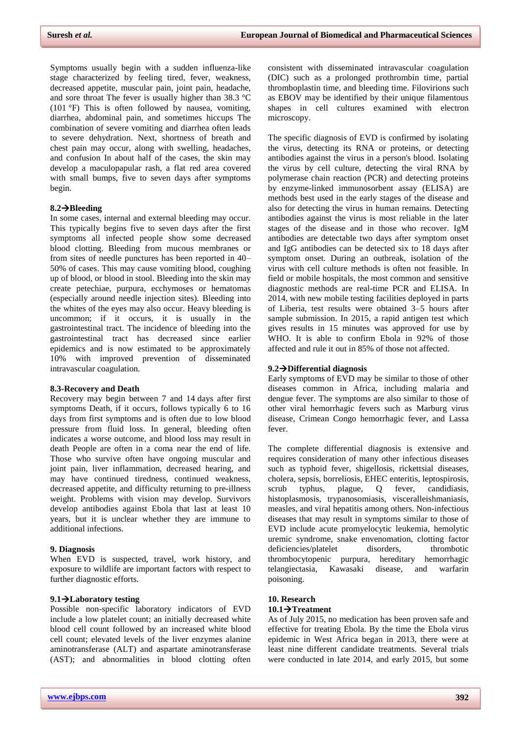Symptoms usually begin with a sudden influenza-like stage characterized by feeling tired, fever, weakness, decreased appetite, muscular pain, joint pain, headache, and sore throat The fever is usually higher than 38.3 °C (101 °F) This is often followed by nausea, vomiting, diarrhea, abdominal pain, and sometimes hiccups The combination of severe vomiting and diarrhea often leads to severe dehydration. Next, shortness of breath and chest pain may occur, along with swelling, headaches, and confusion In about half of the cases, the skin may develop a maculopapular rash, a flat red area covered with small bumps, five to seven days after symptoms begin.

### 8.2→Bleeding

In some cases, internal and external bleeding may occur. This typically begins five to seven days after the first symptoms all infected people show some decreased blood clotting. Bleeding from mucous membranes or from sites of needle punctures has been reported in 40–50% of cases. This may cause vomiting blood, coughing up of blood, or blood in stool. Bleeding into the skin may create petechiae, purpura, ecchymoses or hematomas (especially around needle injection sites). Bleeding into the whites of the eyes may also occur. Heavy bleeding is uncommon; if it occurs, it is usually in the gastrointestinal tract. The incidence of bleeding into the gastrointestinal tract has decreased since earlier epidemics and is now estimated to be approximately 10% with improved prevention of disseminated intravascular coagulation.

### 8.3-Recovery and Death

Recovery may begin between 7 and 14 days after first symptoms Death, if it occurs, follows typically 6 to 16 days from first symptoms and is often due to low blood pressure from fluid loss. In general, bleeding often indicates a worse outcome, and blood loss may result in death People are often in a coma near the end of life. Those who survive often have ongoing muscular and joint pain, liver inflammation, decreased hearing, and may have continued tiredness, continued weakness, decreased appetite, and difficulty returning to pre-illness weight. Problems with vision may develop. Survivors develop antibodies against Ebola that last at least 10 years, but it is unclear whether they are immune to additional infections.

## 9. Diagnosis

When EVD is suspected, travel, work history, and exposure to wildlife are important factors with respect to further diagnostic efforts.

### 9.1→Laboratory testing

Possible non-specific laboratory indicators of EVD include a low platelet count; an initially decreased white blood cell count followed by an increased white blood cell count; elevated levels of the liver enzymes alanine aminotransferase (ALT) and aspartate aminotransferase (AST); and abnormalities in blood clotting often consistent with disseminated intravascular coagulation (DIC) such as a prolonged prothrombin time, partial thromboplastin time, and bleeding time. Filovirions such as EBOV may be identified by their unique filamentous shapes in cell cultures examined with electron microscopy.

The specific diagnosis of EVD is confirmed by isolating the virus, detecting its RNA or proteins, or detecting antibodies against the virus in a person's blood. Isolating the virus by cell culture, detecting the viral RNA by polymerase chain reaction (PCR) and detecting proteins by enzyme-linked immunosorbent assay (ELISA) are methods best used in the early stages of the disease and also for detecting the virus in human remains. Detecting antibodies against the virus is most reliable in the later stages of the disease and in those who recover. IgM antibodies are detectable two days after symptom onset and IgG antibodies can be detected six to 18 days after symptom onset. During an outbreak, isolation of the virus with cell culture methods is often not feasible. In field or mobile hospitals, the most common and sensitive diagnostic methods are real-time PCR and ELISA. In 2014, with new mobile testing facilities deployed in parts of Liberia, test results were obtained 3–5 hours after sample submission. In 2015, a rapid antigen test which gives results in 15 minutes was approved for use by WHO. It is able to confirm Ebola in 92% of those affected and rule it out in 85% of those not affected.

### 9.2→Differential diagnosis

Early symptoms of EVD may be similar to those of other diseases common in Africa, including malaria and dengue fever. The symptoms are also similar to those of other viral hemorrhagic fevers such as Marburg virus disease, Crimean Congo hemorrhagic fever, and Lassa fever.

The complete differential diagnosis is extensive and requires consideration of many other infectious diseases such as typhoid fever, shigellosis, rickettsial diseases, cholera, sepsis, borreliosis, EHEC enteritis, leptospirosis, scrub typhus, plague, Q fever, candidiasis, histoplasmosis, trypanosomiasis, visceralleishmaniasis, measles, and viral hepatitis among others. Non-infectious diseases that may result in symptoms similar to those of EVD include acute promyelocytic leukemia, hemolytic uremic syndrome, snake envenomation, clotting factor deficiencies/platelet disorders, thrombotic thrombocytopenic purpura, hereditary hemorrhagic telangiectasia, Kawasaki disease, and warfarin poisoning.

## 10. Research

### 10.1→Treatment

As of July 2015, no medication has been proven safe and effective for treating Ebola. By the time the Ebola virus epidemic in West Africa began in 2013, there were at least nine different candidate treatments. Several trials were conducted in late 2014, and early 2015, but some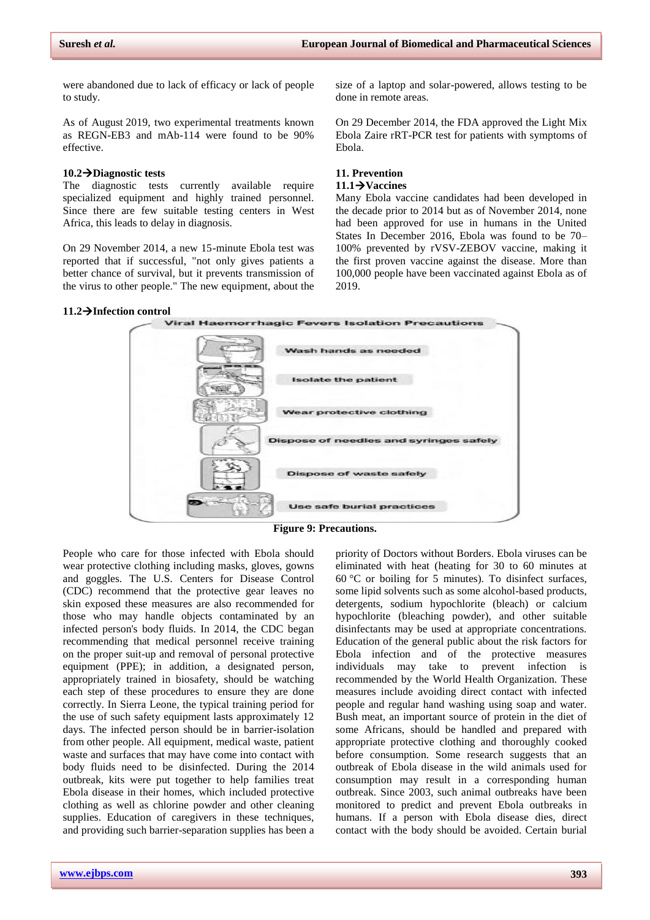were abandoned due to lack of efficacy or lack of people to study.

As of August 2019, two experimental treatments known as REGN-EB3 and mAb-114 were found to be 90% effective.

### 10.2→Diagnostic tests

The diagnostic tests currently available require specialized equipment and highly trained personnel. Since there are few suitable testing centers in West Africa, this leads to delay in diagnosis.

On 29 November 2014, a new 15-minute Ebola test was reported that if successful, "not only gives patients a better chance of survival, but it prevents transmission of the virus to other people." The new equipment, about the size of a laptop and solar-powered, allows testing to be done in remote areas.

On 29 December 2014, the FDA approved the Light Mix Ebola Zaire rRT-PCR test for patients with symptoms of Ebola.

## 11. Prevention

### 11.1→Vaccines

Many Ebola vaccine candidates had been developed in the decade prior to 2014 but as of November 2014, none had been approved for use in humans in the United States In December 2016, Ebola was found to be 70–100% prevented by rVSV-ZEBOV vaccine, making it the first proven vaccine against the disease. More than 100,000 people have been vaccinated against Ebola as of 2019.

### 11.2→Infection control

Viral Haemorrhagic Fevers Isolation Precautions

- Wash hands as needed
- Isolate the patient
- Wear protective clothing
- Dispose of needles and syringes safely
- Dispose of waste safely
- Use safe burial practices

**Figure 9: Precautions.**

People who care for those infected with Ebola should wear protective clothing including masks, gloves, gowns and goggles. The U.S. Centers for Disease Control (CDC) recommend that the protective gear leaves no skin exposed these measures are also recommended for those who may handle objects contaminated by an infected person's body fluids. In 2014, the CDC began recommending that medical personnel receive training on the proper suit-up and removal of personal protective equipment (PPE); in addition, a designated person, appropriately trained in biosafety, should be watching each step of these procedures to ensure they are done correctly. In Sierra Leone, the typical training period for the use of such safety equipment lasts approximately 12 days. The infected person should be in barrier-isolation from other people. All equipment, medical waste, patient waste and surfaces that may have come into contact with body fluids need to be disinfected. During the 2014 outbreak, kits were put together to help families treat Ebola disease in their homes, which included protective clothing as well as chlorine powder and other cleaning supplies. Education of caregivers in these techniques, and providing such barrier-separation supplies has been a priority of Doctors without Borders. Ebola viruses can be eliminated with heat (heating for 30 to 60 minutes at 60 °C or boiling for 5 minutes). To disinfect surfaces, some lipid solvents such as some alcohol-based products, detergents, sodium hypochlorite (bleach) or calcium hypochlorite (bleaching powder), and other suitable disinfectants may be used at appropriate concentrations. Education of the general public about the risk factors for Ebola infection and of the protective measures individuals may take to prevent infection is recommended by the World Health Organization. These measures include avoiding direct contact with infected people and regular hand washing using soap and water. Bush meat, an important source of protein in the diet of some Africans, should be handled and prepared with appropriate protective clothing and thoroughly cooked before consumption. Some research suggests that an outbreak of Ebola disease in the wild animals used for consumption may result in a corresponding human outbreak. Since 2003, such animal outbreaks have been monitored to predict and prevent Ebola outbreaks in humans. If a person with Ebola disease dies, direct contact with the body should be avoided. Certain burial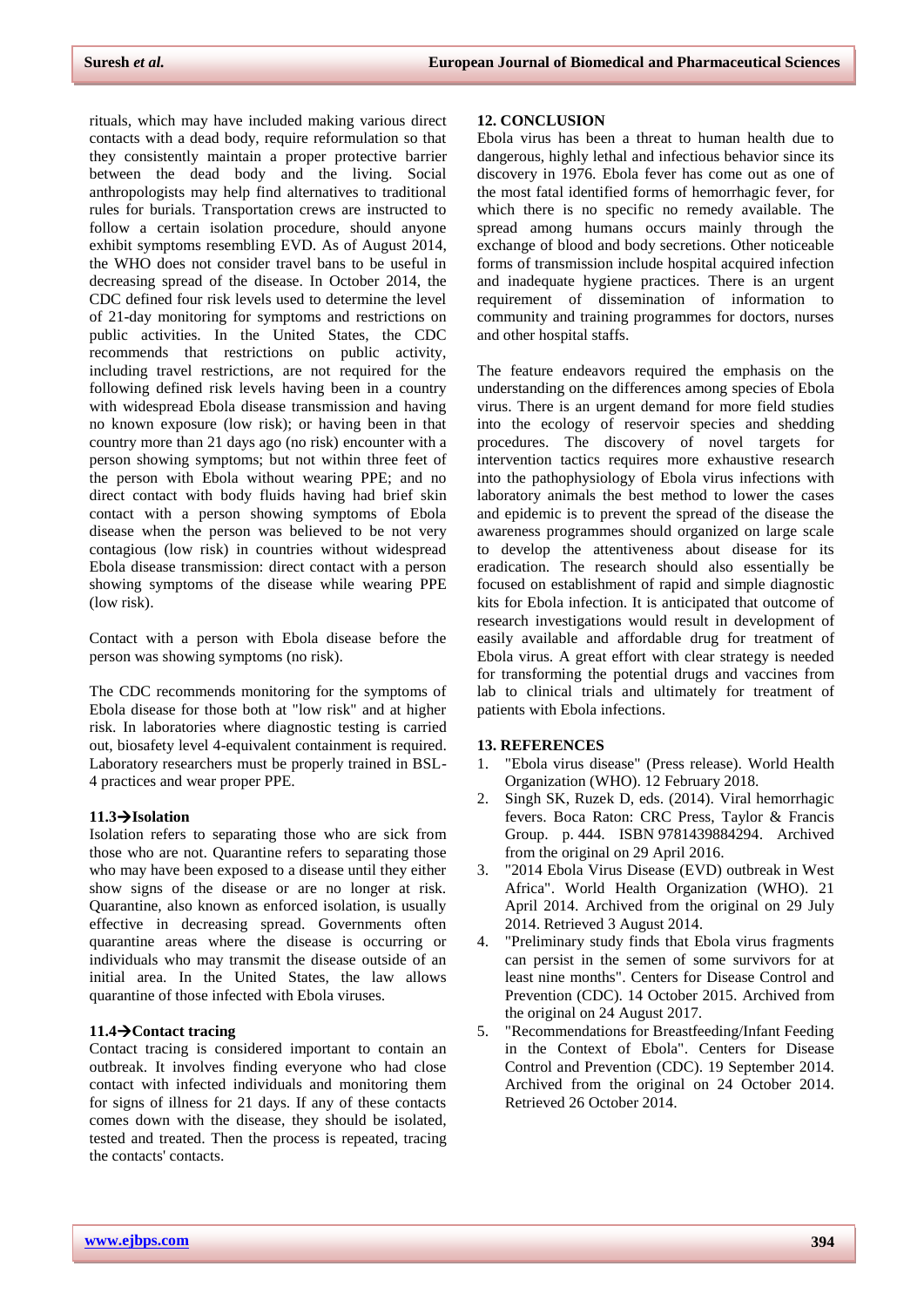rituals, which may have included making various direct contacts with a dead body, require reformulation so that they consistently maintain a proper protective barrier between the dead body and the living. Social anthropologists may help find alternatives to traditional rules for burials. Transportation crews are instructed to follow a certain isolation procedure, should anyone exhibit symptoms resembling EVD. As of August 2014, the WHO does not consider travel bans to be useful in decreasing spread of the disease. In October 2014, the CDC defined four risk levels used to determine the level of 21-day monitoring for symptoms and restrictions on public activities. In the United States, the CDC recommends that restrictions on public activity, including travel restrictions, are not required for the following defined risk levels having been in a country with widespread Ebola disease transmission and having no known exposure (low risk); or having been in that country more than 21 days ago (no risk) encounter with a person showing symptoms; but not within three feet of the person with Ebola without wearing PPE; and no direct contact with body fluids having had brief skin contact with a person showing symptoms of Ebola disease when the person was believed to be not very contagious (low risk) in countries without widespread Ebola disease transmission: direct contact with a person showing symptoms of the disease while wearing PPE (low risk).

Contact with a person with Ebola disease before the person was showing symptoms (no risk).

The CDC recommends monitoring for the symptoms of Ebola disease for those both at "low risk" and at higher risk. In laboratories where diagnostic testing is carried out, biosafety level 4-equivalent containment is required. Laboratory researchers must be properly trained in BSL-4 practices and wear proper PPE.

### 11.3→Isolation

Isolation refers to separating those who are sick from those who are not. Quarantine refers to separating those who may have been exposed to a disease until they either show signs of the disease or are no longer at risk. Quarantine, also known as enforced isolation, is usually effective in decreasing spread. Governments often quarantine areas where the disease is occurring or individuals who may transmit the disease outside of an initial area. In the United States, the law allows quarantine of those infected with Ebola viruses.

### 11.4→Contact tracing

Contact tracing is considered important to contain an outbreak. It involves finding everyone who had close contact with infected individuals and monitoring them for signs of illness for 21 days. If any of these contacts comes down with the disease, they should be isolated, tested and treated. Then the process is repeated, tracing the contacts' contacts.

## 12. CONCLUSION

Ebola virus has been a threat to human health due to dangerous, highly lethal and infectious behavior since its discovery in 1976. Ebola fever has come out as one of the most fatal identified forms of hemorrhagic fever, for which there is no specific no remedy available. The spread among humans occurs mainly through the exchange of blood and body secretions. Other noticeable forms of transmission include hospital acquired infection and inadequate hygiene practices. There is an urgent requirement of dissemination of information to community and training programmes for doctors, nurses and other hospital staffs.

The feature endeavors required the emphasis on the understanding on the differences among species of Ebola virus. There is an urgent demand for more field studies into the ecology of reservoir species and shedding procedures. The discovery of novel targets for intervention tactics requires more exhaustive research into the pathophysiology of Ebola virus infections with laboratory animals the best method to lower the cases and epidemic is to prevent the spread of the disease the awareness programmes should organized on large scale to develop the attentiveness about disease for its eradication. The research should also essentially be focused on establishment of rapid and simple diagnostic kits for Ebola infection. It is anticipated that outcome of research investigations would result in development of easily available and affordable drug for treatment of Ebola virus. A great effort with clear strategy is needed for transforming the potential drugs and vaccines from lab to clinical trials and ultimately for treatment of patients with Ebola infections.

## 13. REFERENCES

1. "Ebola virus disease" (Press release). World Health Organization (WHO). 12 February 2018.
2. Singh SK, Ruzek D, eds. (2014). Viral hemorrhagic fevers. Boca Raton: CRC Press, Taylor & Francis Group. p. 444. ISBN 9781439884294. Archived from the original on 29 April 2016.
3. "2014 Ebola Virus Disease (EVD) outbreak in West Africa". World Health Organization (WHO). 21 April 2014. Archived from the original on 29 July 2014. Retrieved 3 August 2014.
4. "Preliminary study finds that Ebola virus fragments can persist in the semen of some survivors for at least nine months". Centers for Disease Control and Prevention (CDC). 14 October 2015. Archived from the original on 24 August 2017.
5. "Recommendations for Breastfeeding/Infant Feeding in the Context of Ebola". Centers for Disease Control and Prevention (CDC). 19 September 2014. Archived from the original on 24 October 2014. Retrieved 26 October 2014.